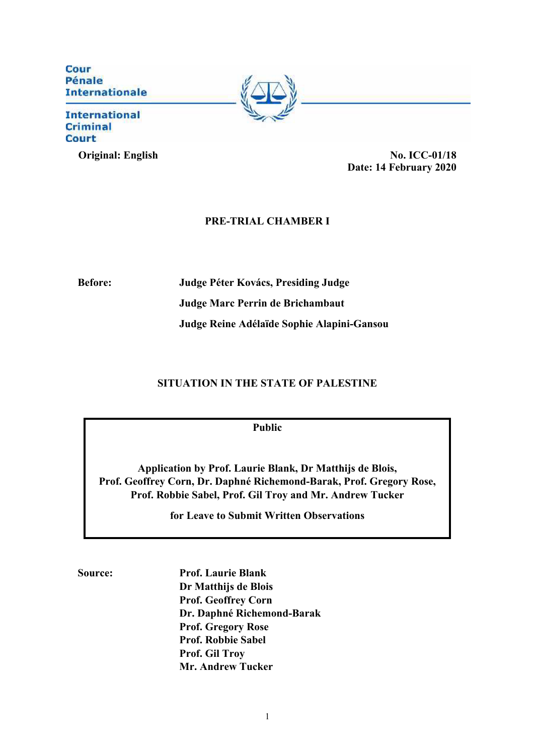Cour Pénale Internationale

International Criminal Court

**Original: English**

**No. ICC-01/18**
**Date: 14 February 2020**

**PRE-TRIAL CHAMBER I**

**Before:**

**Judge Péter Kovács, Presiding Judge**

**Judge Marc Perrin de Brichambaut**

**Judge Reine Adélaïde Sophie Alapini-Gansou**

**SITUATION IN THE STATE OF PALESTINE**

**Public**

**Application by Prof. Laurie Blank, Dr Matthijs de Blois, Prof. Geoffrey Corn, Dr. Daphné Richemond-Barak, Prof. Gregory Rose, Prof. Robbie Sabel, Prof. Gil Troy and Mr. Andrew Tucker**

**for Leave to Submit Written Observations**

**Source:**

**Prof. Laurie Blank**
**Dr Matthijs de Blois**
**Prof. Geoffrey Corn**
**Dr. Daphné Richemond-Barak**
**Prof. Gregory Rose**
**Prof. Robbie Sabel**
**Prof. Gil Troy**
**Mr. Andrew Tucker**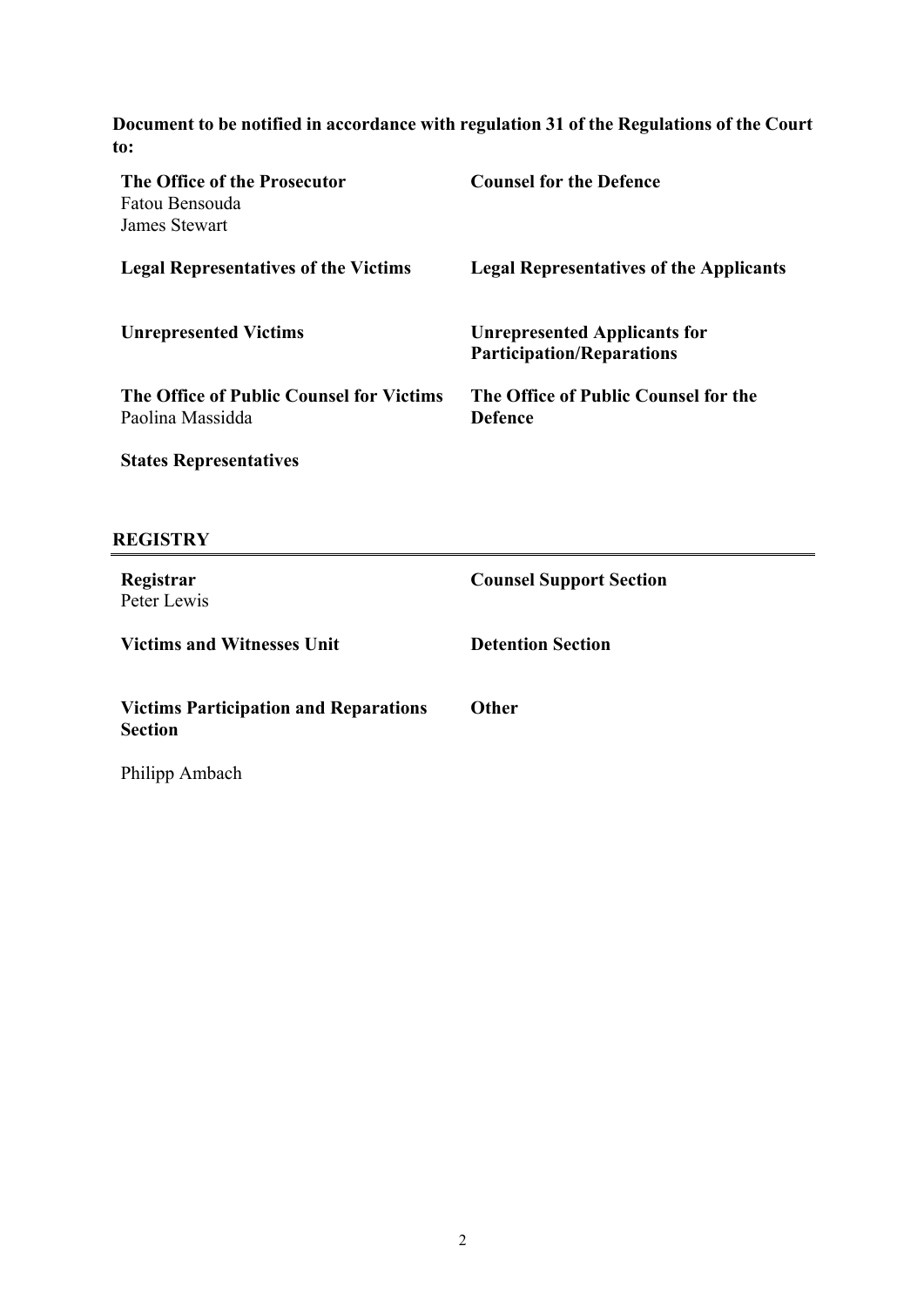**Document to be notified in accordance with regulation 31 of the Regulations of the Court to:**

| | |
|---|---|
| **The Office of the Prosecutor**<br>Fatou Bensouda<br>James Stewart | **Counsel for the Defence** |
| **Legal Representatives of the Victims** | **Legal Representatives of the Applicants** |
| **Unrepresented Victims** | **Unrepresented Applicants for Participation/Reparations** |
| **The Office of Public Counsel for Victims**<br>Paolina Massidda | **The Office of Public Counsel for the Defence** |
| **States Representatives** | |

## REGISTRY

| | |
|---|---|
| **Registrar**<br>Peter Lewis | **Counsel Support Section** |
| **Victims and Witnesses Unit** | **Detention Section** |
| **Victims Participation and Reparations Section**<br><br>Philipp Ambach | **Other** |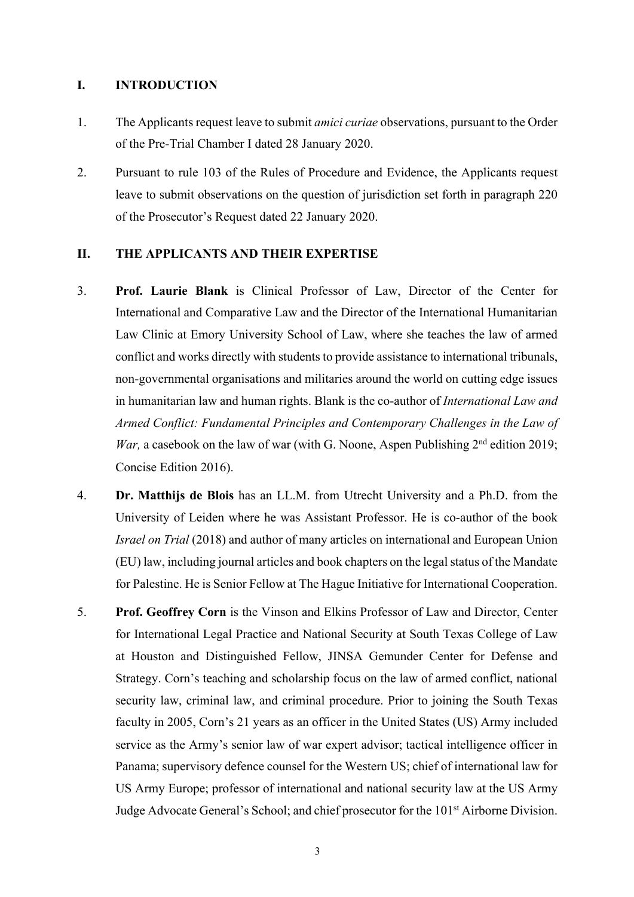## I. INTRODUCTION

1. The Applicants request leave to submit *amici curiae* observations, pursuant to the Order of the Pre-Trial Chamber I dated 28 January 2020.

2. Pursuant to rule 103 of the Rules of Procedure and Evidence, the Applicants request leave to submit observations on the question of jurisdiction set forth in paragraph 220 of the Prosecutor's Request dated 22 January 2020.

## II. THE APPLICANTS AND THEIR EXPERTISE

3. **Prof. Laurie Blank** is Clinical Professor of Law, Director of the Center for International and Comparative Law and the Director of the International Humanitarian Law Clinic at Emory University School of Law, where she teaches the law of armed conflict and works directly with students to provide assistance to international tribunals, non-governmental organisations and militaries around the world on cutting edge issues in humanitarian law and human rights. Blank is the co-author of *International Law and Armed Conflict: Fundamental Principles and Contemporary Challenges in the Law of War,* a casebook on the law of war (with G. Noone, Aspen Publishing 2nd edition 2019; Concise Edition 2016).

4. **Dr. Matthijs de Blois** has an LL.M. from Utrecht University and a Ph.D. from the University of Leiden where he was Assistant Professor. He is co-author of the book *Israel on Trial* (2018) and author of many articles on international and European Union (EU) law, including journal articles and book chapters on the legal status of the Mandate for Palestine. He is Senior Fellow at The Hague Initiative for International Cooperation.

5. **Prof. Geoffrey Corn** is the Vinson and Elkins Professor of Law and Director, Center for International Legal Practice and National Security at South Texas College of Law at Houston and Distinguished Fellow, JINSA Gemunder Center for Defense and Strategy. Corn's teaching and scholarship focus on the law of armed conflict, national security law, criminal law, and criminal procedure. Prior to joining the South Texas faculty in 2005, Corn's 21 years as an officer in the United States (US) Army included service as the Army's senior law of war expert advisor; tactical intelligence officer in Panama; supervisory defence counsel for the Western US; chief of international law for US Army Europe; professor of international and national security law at the US Army Judge Advocate General's School; and chief prosecutor for the 101st Airborne Division.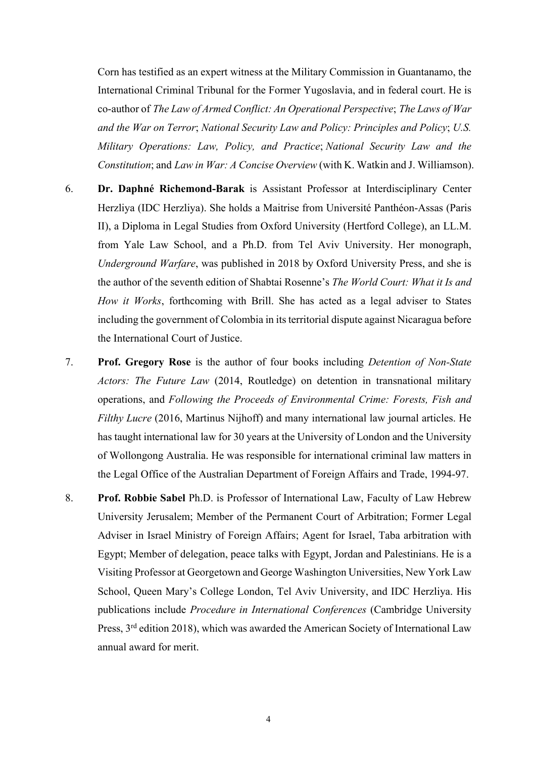Corn has testified as an expert witness at the Military Commission in Guantanamo, the International Criminal Tribunal for the Former Yugoslavia, and in federal court. He is co-author of *The Law of Armed Conflict: An Operational Perspective*; *The Laws of War and the War on Terror*; *National Security Law and Policy: Principles and Policy*; *U.S. Military Operations: Law, Policy, and Practice*; *National Security Law and the Constitution*; and *Law in War: A Concise Overview* (with K. Watkin and J. Williamson).

6. **Dr. Daphné Richemond-Barak** is Assistant Professor at Interdisciplinary Center Herzliya (IDC Herzliya). She holds a Maitrise from Université Panthéon-Assas (Paris II), a Diploma in Legal Studies from Oxford University (Hertford College), an LL.M. from Yale Law School, and a Ph.D. from Tel Aviv University. Her monograph, *Underground Warfare*, was published in 2018 by Oxford University Press, and she is the author of the seventh edition of Shabtai Rosenne's *The World Court: What it Is and How it Works*, forthcoming with Brill. She has acted as a legal adviser to States including the government of Colombia in its territorial dispute against Nicaragua before the International Court of Justice.

7. **Prof. Gregory Rose** is the author of four books including *Detention of Non-State Actors: The Future Law* (2014, Routledge) on detention in transnational military operations, and *Following the Proceeds of Environmental Crime: Forests, Fish and Filthy Lucre* (2016, Martinus Nijhoff) and many international law journal articles. He has taught international law for 30 years at the University of London and the University of Wollongong Australia. He was responsible for international criminal law matters in the Legal Office of the Australian Department of Foreign Affairs and Trade, 1994-97.

8. **Prof. Robbie Sabel** Ph.D. is Professor of International Law, Faculty of Law Hebrew University Jerusalem; Member of the Permanent Court of Arbitration; Former Legal Adviser in Israel Ministry of Foreign Affairs; Agent for Israel, Taba arbitration with Egypt; Member of delegation, peace talks with Egypt, Jordan and Palestinians. He is a Visiting Professor at Georgetown and George Washington Universities, New York Law School, Queen Mary's College London, Tel Aviv University, and IDC Herzliya. His publications include *Procedure in International Conferences* (Cambridge University Press, 3rd edition 2018), which was awarded the American Society of International Law annual award for merit.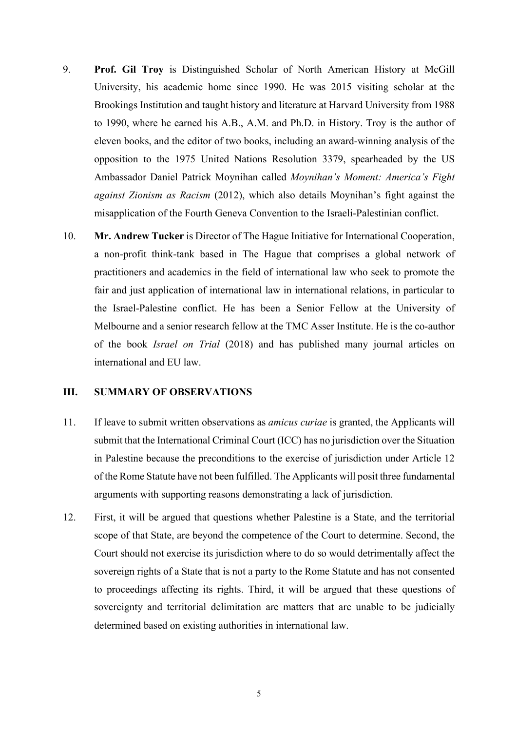9. **Prof. Gil Troy** is Distinguished Scholar of North American History at McGill University, his academic home since 1990. He was 2015 visiting scholar at the Brookings Institution and taught history and literature at Harvard University from 1988 to 1990, where he earned his A.B., A.M. and Ph.D. in History. Troy is the author of eleven books, and the editor of two books, including an award-winning analysis of the opposition to the 1975 United Nations Resolution 3379, spearheaded by the US Ambassador Daniel Patrick Moynihan called *Moynihan's Moment: America's Fight against Zionism as Racism* (2012), which also details Moynihan's fight against the misapplication of the Fourth Geneva Convention to the Israeli-Palestinian conflict.

10. **Mr. Andrew Tucker** is Director of The Hague Initiative for International Cooperation, a non-profit think-tank based in The Hague that comprises a global network of practitioners and academics in the field of international law who seek to promote the fair and just application of international law in international relations, in particular to the Israel-Palestine conflict. He has been a Senior Fellow at the University of Melbourne and a senior research fellow at the TMC Asser Institute. He is the co-author of the book *Israel on Trial* (2018) and has published many journal articles on international and EU law.

## III. SUMMARY OF OBSERVATIONS

11. If leave to submit written observations as *amicus curiae* is granted, the Applicants will submit that the International Criminal Court (ICC) has no jurisdiction over the Situation in Palestine because the preconditions to the exercise of jurisdiction under Article 12 of the Rome Statute have not been fulfilled. The Applicants will posit three fundamental arguments with supporting reasons demonstrating a lack of jurisdiction.

12. First, it will be argued that questions whether Palestine is a State, and the territorial scope of that State, are beyond the competence of the Court to determine. Second, the Court should not exercise its jurisdiction where to do so would detrimentally affect the sovereign rights of a State that is not a party to the Rome Statute and has not consented to proceedings affecting its rights. Third, it will be argued that these questions of sovereignty and territorial delimitation are matters that are unable to be judicially determined based on existing authorities in international law.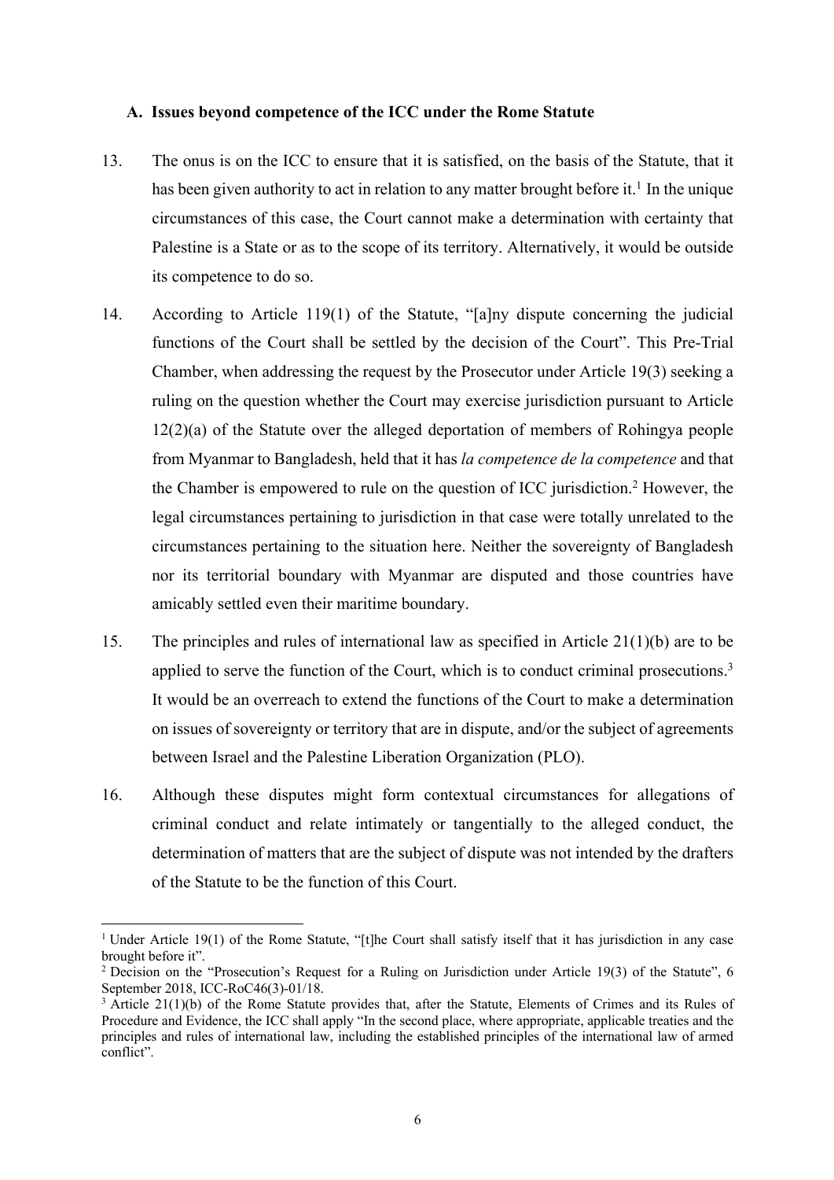### A. Issues beyond competence of the ICC under the Rome Statute

13. The onus is on the ICC to ensure that it is satisfied, on the basis of the Statute, that it has been given authority to act in relation to any matter brought before it.[1] In the unique circumstances of this case, the Court cannot make a determination with certainty that Palestine is a State or as to the scope of its territory. Alternatively, it would be outside its competence to do so.

14. According to Article 119(1) of the Statute, "[a]ny dispute concerning the judicial functions of the Court shall be settled by the decision of the Court". This Pre-Trial Chamber, when addressing the request by the Prosecutor under Article 19(3) seeking a ruling on the question whether the Court may exercise jurisdiction pursuant to Article 12(2)(a) of the Statute over the alleged deportation of members of Rohingya people from Myanmar to Bangladesh, held that it has *la competence de la competence* and that the Chamber is empowered to rule on the question of ICC jurisdiction.[2] However, the legal circumstances pertaining to jurisdiction in that case were totally unrelated to the circumstances pertaining to the situation here. Neither the sovereignty of Bangladesh nor its territorial boundary with Myanmar are disputed and those countries have amicably settled even their maritime boundary.

15. The principles and rules of international law as specified in Article 21(1)(b) are to be applied to serve the function of the Court, which is to conduct criminal prosecutions.[3] It would be an overreach to extend the functions of the Court to make a determination on issues of sovereignty or territory that are in dispute, and/or the subject of agreements between Israel and the Palestine Liberation Organization (PLO).

16. Although these disputes might form contextual circumstances for allegations of criminal conduct and relate intimately or tangentially to the alleged conduct, the determination of matters that are the subject of dispute was not intended by the drafters of the Statute to be the function of this Court.

---

[1] Under Article 19(1) of the Rome Statute, "[t]he Court shall satisfy itself that it has jurisdiction in any case brought before it".

[2] Decision on the "Prosecution's Request for a Ruling on Jurisdiction under Article 19(3) of the Statute", 6 September 2018, ICC-RoC46(3)-01/18.

[3] Article 21(1)(b) of the Rome Statute provides that, after the Statute, Elements of Crimes and its Rules of Procedure and Evidence, the ICC shall apply "In the second place, where appropriate, applicable treaties and the principles and rules of international law, including the established principles of the international law of armed conflict".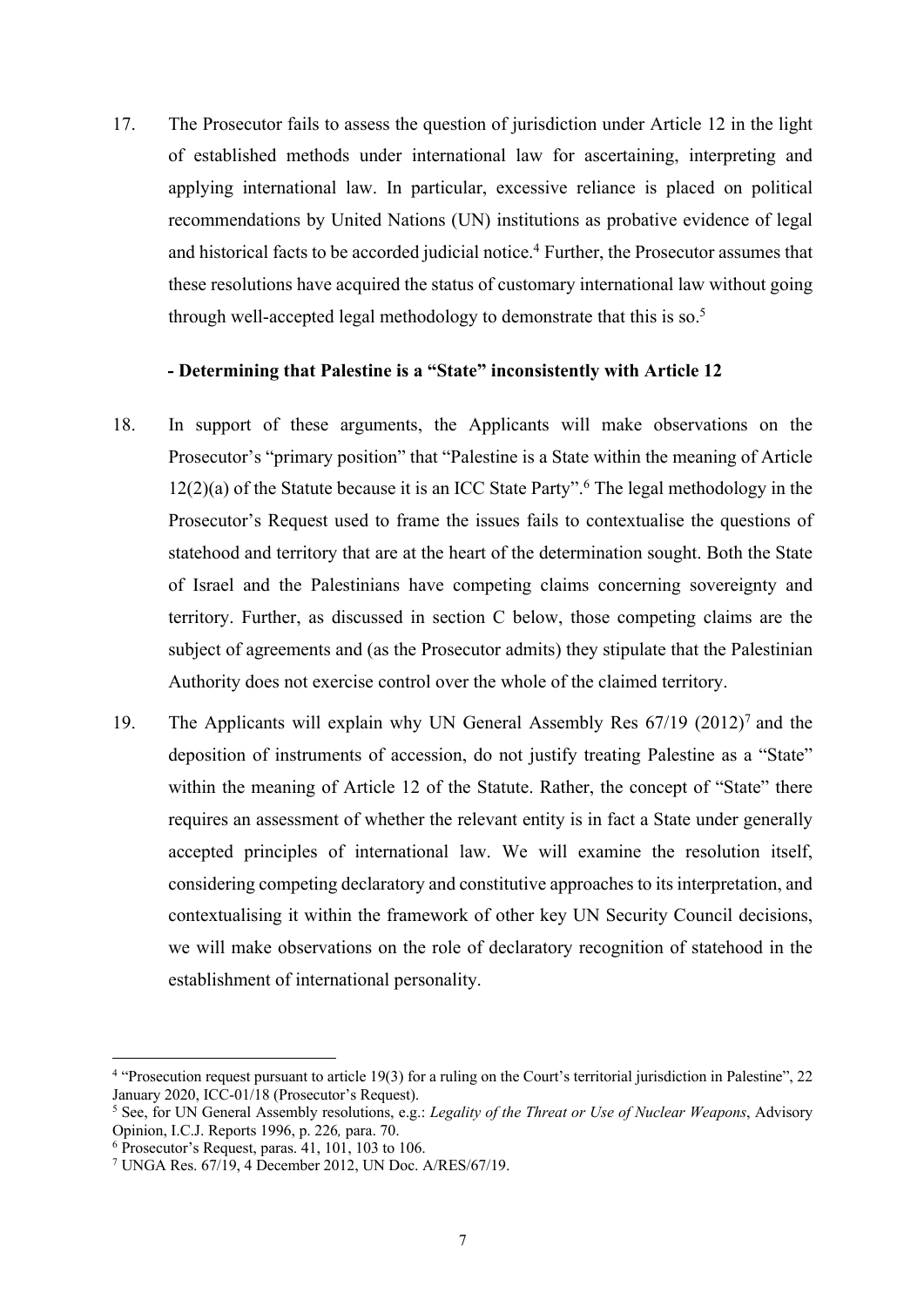17. The Prosecutor fails to assess the question of jurisdiction under Article 12 in the light of established methods under international law for ascertaining, interpreting and applying international law. In particular, excessive reliance is placed on political recommendations by United Nations (UN) institutions as probative evidence of legal and historical facts to be accorded judicial notice.[4] Further, the Prosecutor assumes that these resolutions have acquired the status of customary international law without going through well-accepted legal methodology to demonstrate that this is so.[5]

**- Determining that Palestine is a "State" inconsistently with Article 12**

18. In support of these arguments, the Applicants will make observations on the Prosecutor's "primary position" that "Palestine is a State within the meaning of Article 12(2)(a) of the Statute because it is an ICC State Party".[6] The legal methodology in the Prosecutor's Request used to frame the issues fails to contextualise the questions of statehood and territory that are at the heart of the determination sought. Both the State of Israel and the Palestinians have competing claims concerning sovereignty and territory. Further, as discussed in section C below, those competing claims are the subject of agreements and (as the Prosecutor admits) they stipulate that the Palestinian Authority does not exercise control over the whole of the claimed territory.

19. The Applicants will explain why UN General Assembly Res 67/19 (2012)[7] and the deposition of instruments of accession, do not justify treating Palestine as a "State" within the meaning of Article 12 of the Statute. Rather, the concept of "State" there requires an assessment of whether the relevant entity is in fact a State under generally accepted principles of international law. We will examine the resolution itself, considering competing declaratory and constitutive approaches to its interpretation, and contextualising it within the framework of other key UN Security Council decisions, we will make observations on the role of declaratory recognition of statehood in the establishment of international personality.

---

[4] "Prosecution request pursuant to article 19(3) for a ruling on the Court's territorial jurisdiction in Palestine", 22 January 2020, ICC-01/18 (Prosecutor's Request).

[5] See, for UN General Assembly resolutions, e.g.: *Legality of the Threat or Use of Nuclear Weapons*, Advisory Opinion, I.C.J. Reports 1996, p. 226*,* para. 70.

[6] Prosecutor's Request, paras. 41, 101, 103 to 106.

[7] UNGA Res. 67/19, 4 December 2012, UN Doc. A/RES/67/19.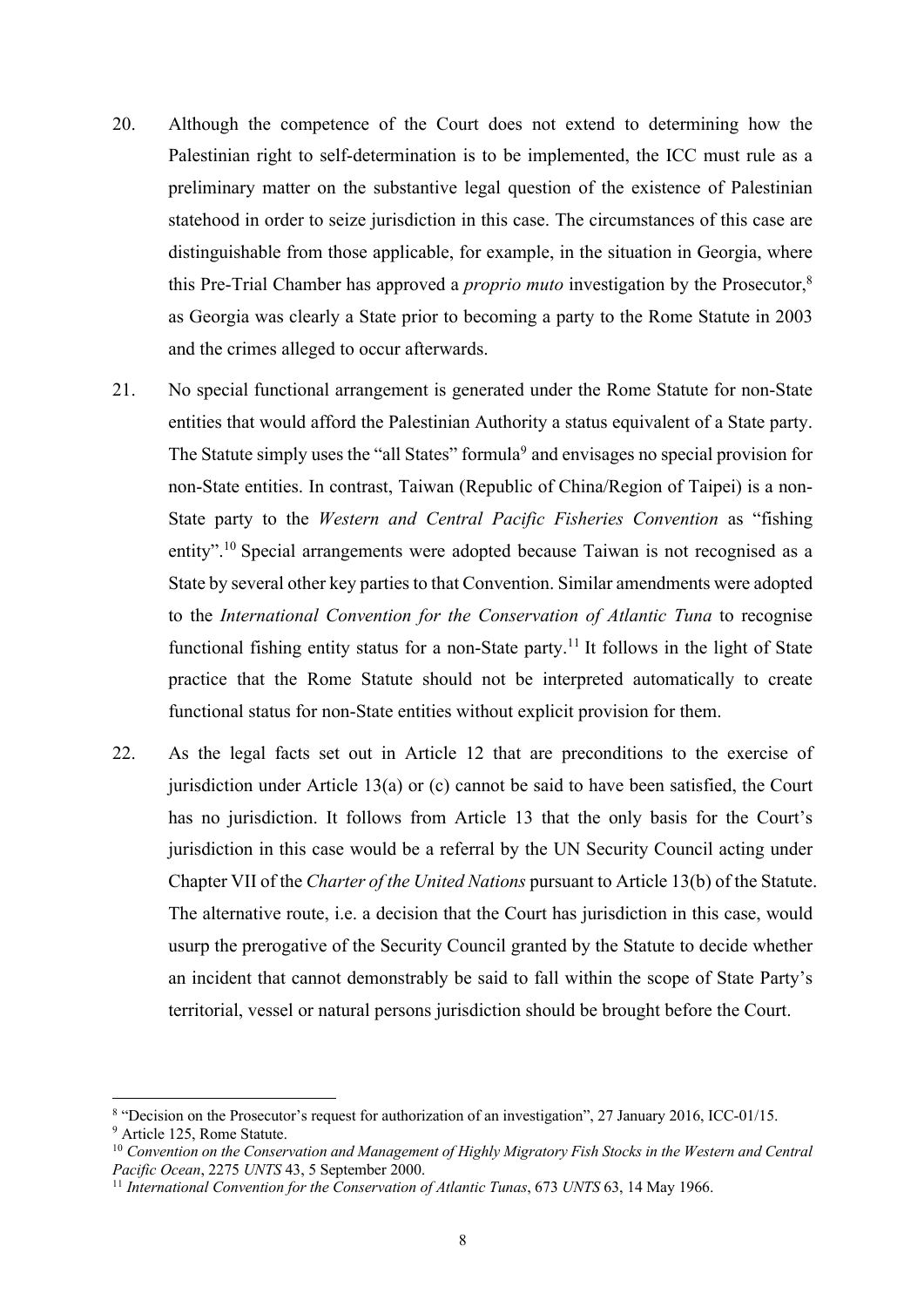20. Although the competence of the Court does not extend to determining how the Palestinian right to self-determination is to be implemented, the ICC must rule as a preliminary matter on the substantive legal question of the existence of Palestinian statehood in order to seize jurisdiction in this case. The circumstances of this case are distinguishable from those applicable, for example, in the situation in Georgia, where this Pre-Trial Chamber has approved a *proprio muto* investigation by the Prosecutor,[8] as Georgia was clearly a State prior to becoming a party to the Rome Statute in 2003 and the crimes alleged to occur afterwards.

21. No special functional arrangement is generated under the Rome Statute for non-State entities that would afford the Palestinian Authority a status equivalent of a State party. The Statute simply uses the "all States" formula[9] and envisages no special provision for non-State entities. In contrast, Taiwan (Republic of China/Region of Taipei) is a non-State party to the *Western and Central Pacific Fisheries Convention* as "fishing entity".[10] Special arrangements were adopted because Taiwan is not recognised as a State by several other key parties to that Convention. Similar amendments were adopted to the *International Convention for the Conservation of Atlantic Tuna* to recognise functional fishing entity status for a non-State party.[11] It follows in the light of State practice that the Rome Statute should not be interpreted automatically to create functional status for non-State entities without explicit provision for them.

22. As the legal facts set out in Article 12 that are preconditions to the exercise of jurisdiction under Article 13(a) or (c) cannot be said to have been satisfied, the Court has no jurisdiction. It follows from Article 13 that the only basis for the Court's jurisdiction in this case would be a referral by the UN Security Council acting under Chapter VII of the *Charter of the United Nations* pursuant to Article 13(b) of the Statute. The alternative route, i.e. a decision that the Court has jurisdiction in this case, would usurp the prerogative of the Security Council granted by the Statute to decide whether an incident that cannot demonstrably be said to fall within the scope of State Party's territorial, vessel or natural persons jurisdiction should be brought before the Court.

---

[8] "Decision on the Prosecutor's request for authorization of an investigation", 27 January 2016, ICC-01/15.

[9] Article 125, Rome Statute.

[10] *Convention on the Conservation and Management of Highly Migratory Fish Stocks in the Western and Central Pacific Ocean*, 2275 *UNTS* 43, 5 September 2000.

[11] *International Convention for the Conservation of Atlantic Tunas*, 673 *UNTS* 63, 14 May 1966.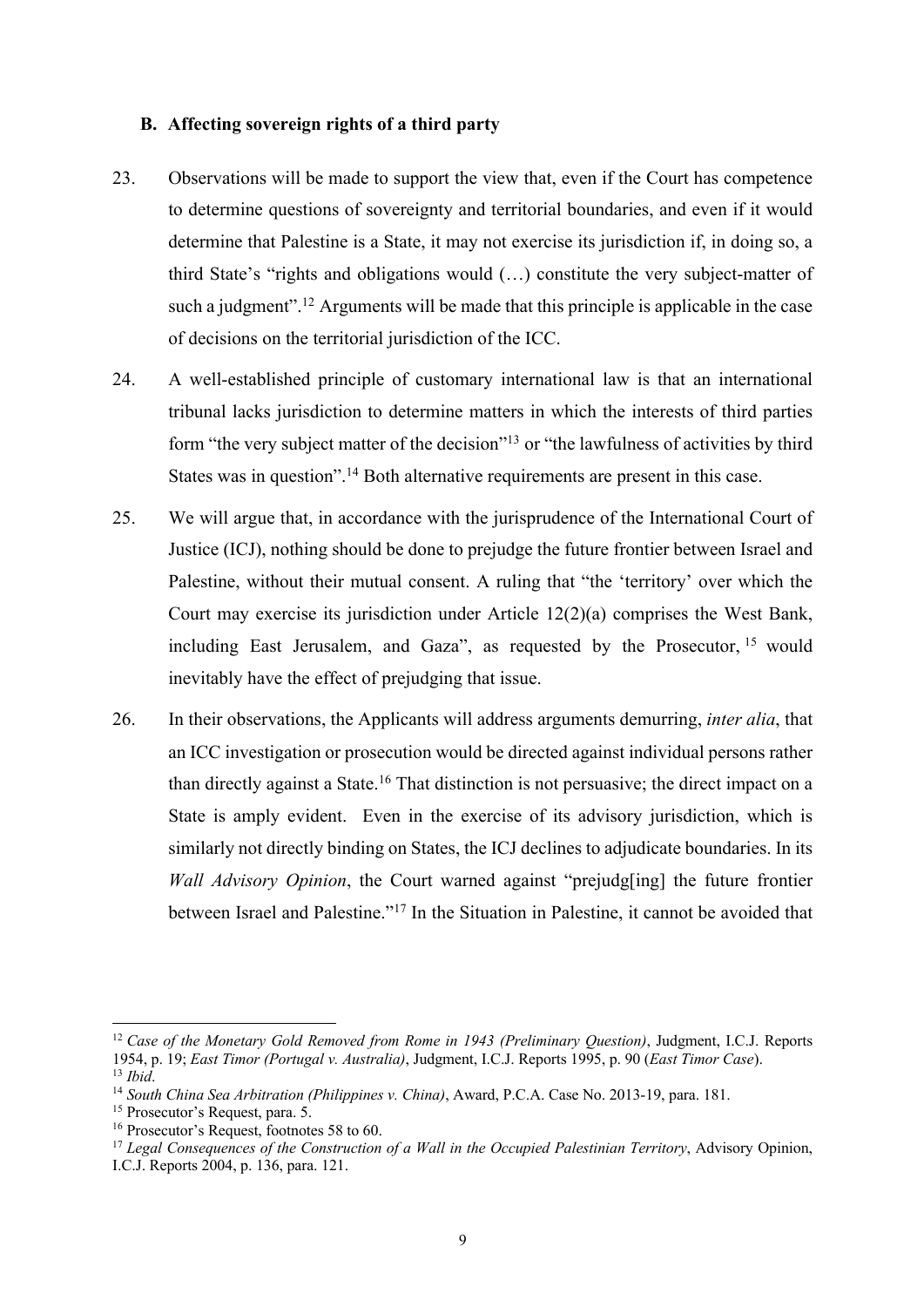### B. Affecting sovereign rights of a third party

23. Observations will be made to support the view that, even if the Court has competence to determine questions of sovereignty and territorial boundaries, and even if it would determine that Palestine is a State, it may not exercise its jurisdiction if, in doing so, a third State's "rights and obligations would (…) constitute the very subject-matter of such a judgment".[12] Arguments will be made that this principle is applicable in the case of decisions on the territorial jurisdiction of the ICC.

24. A well-established principle of customary international law is that an international tribunal lacks jurisdiction to determine matters in which the interests of third parties form "the very subject matter of the decision"[13] or "the lawfulness of activities by third States was in question".[14] Both alternative requirements are present in this case.

25. We will argue that, in accordance with the jurisprudence of the International Court of Justice (ICJ), nothing should be done to prejudge the future frontier between Israel and Palestine, without their mutual consent. A ruling that "the 'territory' over which the Court may exercise its jurisdiction under Article 12(2)(a) comprises the West Bank, including East Jerusalem, and Gaza", as requested by the Prosecutor,[15] would inevitably have the effect of prejudging that issue.

26. In their observations, the Applicants will address arguments demurring, *inter alia*, that an ICC investigation or prosecution would be directed against individual persons rather than directly against a State.[16] That distinction is not persuasive; the direct impact on a State is amply evident. Even in the exercise of its advisory jurisdiction, which is similarly not directly binding on States, the ICJ declines to adjudicate boundaries. In its *Wall Advisory Opinion*, the Court warned against "prejudg[ing] the future frontier between Israel and Palestine."[17] In the Situation in Palestine, it cannot be avoided that

---

[12] *Case of the Monetary Gold Removed from Rome in 1943 (Preliminary Question)*, Judgment, I.C.J. Reports 1954, p. 19; *East Timor (Portugal v. Australia)*, Judgment, I.C.J. Reports 1995, p. 90 (*East Timor Case*).

[13] *Ibid*.

[14] *South China Sea Arbitration (Philippines v. China)*, Award, P.C.A. Case No. 2013-19, para. 181.

[15] Prosecutor's Request, para. 5.

[16] Prosecutor's Request, footnotes 58 to 60.

[17] *Legal Consequences of the Construction of a Wall in the Occupied Palestinian Territory*, Advisory Opinion, I.C.J. Reports 2004, p. 136, para. 121.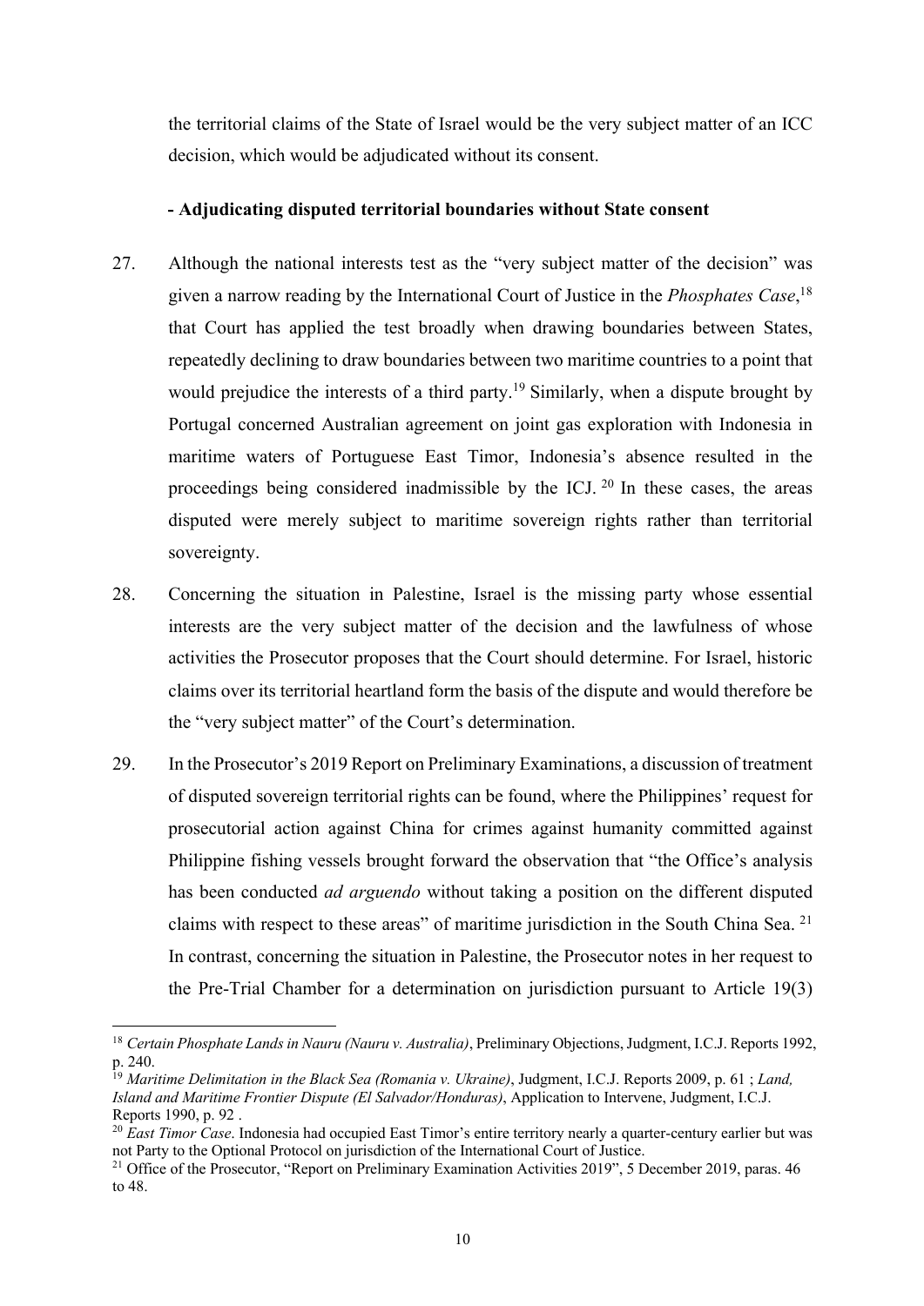the territorial claims of the State of Israel would be the very subject matter of an ICC decision, which would be adjudicated without its consent.

**- Adjudicating disputed territorial boundaries without State consent**

27. Although the national interests test as the "very subject matter of the decision" was given a narrow reading by the International Court of Justice in the *Phosphates Case*,[18] that Court has applied the test broadly when drawing boundaries between States, repeatedly declining to draw boundaries between two maritime countries to a point that would prejudice the interests of a third party.[19] Similarly, when a dispute brought by Portugal concerned Australian agreement on joint gas exploration with Indonesia in maritime waters of Portuguese East Timor, Indonesia's absence resulted in the proceedings being considered inadmissible by the ICJ.[20] In these cases, the areas disputed were merely subject to maritime sovereign rights rather than territorial sovereignty.

28. Concerning the situation in Palestine, Israel is the missing party whose essential interests are the very subject matter of the decision and the lawfulness of whose activities the Prosecutor proposes that the Court should determine. For Israel, historic claims over its territorial heartland form the basis of the dispute and would therefore be the "very subject matter" of the Court's determination.

29. In the Prosecutor's 2019 Report on Preliminary Examinations, a discussion of treatment of disputed sovereign territorial rights can be found, where the Philippines' request for prosecutorial action against China for crimes against humanity committed against Philippine fishing vessels brought forward the observation that "the Office's analysis has been conducted *ad arguendo* without taking a position on the different disputed claims with respect to these areas" of maritime jurisdiction in the South China Sea.[21] In contrast, concerning the situation in Palestine, the Prosecutor notes in her request to the Pre-Trial Chamber for a determination on jurisdiction pursuant to Article 19(3)

---

[18] *Certain Phosphate Lands in Nauru (Nauru v. Australia)*, Preliminary Objections, Judgment, I.C.J. Reports 1992, p. 240.

[19] *Maritime Delimitation in the Black Sea (Romania v. Ukraine)*, Judgment, I.C.J. Reports 2009, p. 61 ; *Land, Island and Maritime Frontier Dispute (El Salvador/Honduras)*, Application to Intervene, Judgment, I.C.J. Reports 1990, p. 92 .

[20] *East Timor Case*. Indonesia had occupied East Timor's entire territory nearly a quarter-century earlier but was not Party to the Optional Protocol on jurisdiction of the International Court of Justice.

[21] Office of the Prosecutor, "Report on Preliminary Examination Activities 2019", 5 December 2019, paras. 46 to 48.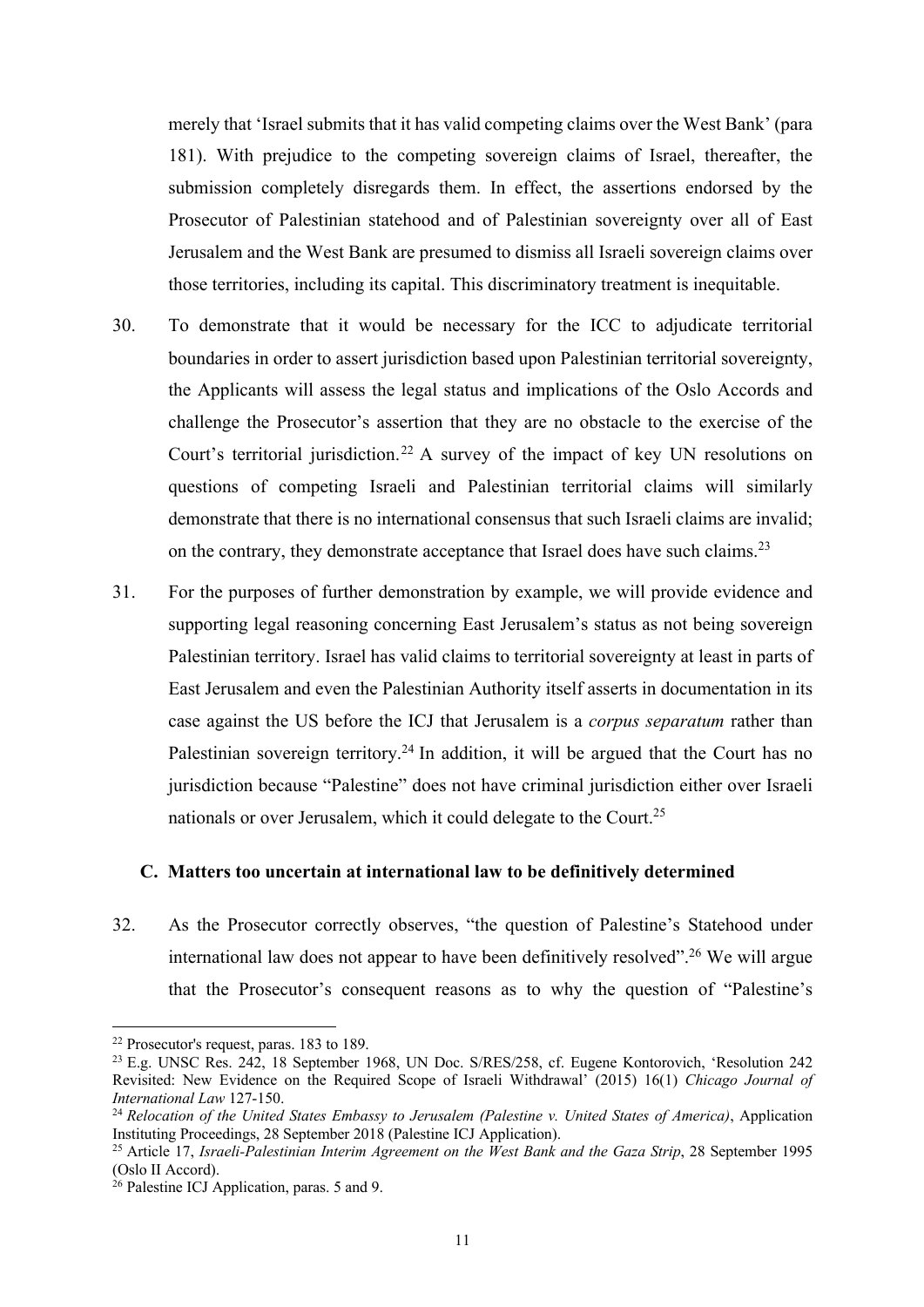merely that 'Israel submits that it has valid competing claims over the West Bank' (para 181). With prejudice to the competing sovereign claims of Israel, thereafter, the submission completely disregards them. In effect, the assertions endorsed by the Prosecutor of Palestinian statehood and of Palestinian sovereignty over all of East Jerusalem and the West Bank are presumed to dismiss all Israeli sovereign claims over those territories, including its capital. This discriminatory treatment is inequitable.

30. To demonstrate that it would be necessary for the ICC to adjudicate territorial boundaries in order to assert jurisdiction based upon Palestinian territorial sovereignty, the Applicants will assess the legal status and implications of the Oslo Accords and challenge the Prosecutor's assertion that they are no obstacle to the exercise of the Court's territorial jurisdiction.[22] A survey of the impact of key UN resolutions on questions of competing Israeli and Palestinian territorial claims will similarly demonstrate that there is no international consensus that such Israeli claims are invalid; on the contrary, they demonstrate acceptance that Israel does have such claims.[23]

31. For the purposes of further demonstration by example, we will provide evidence and supporting legal reasoning concerning East Jerusalem's status as not being sovereign Palestinian territory. Israel has valid claims to territorial sovereignty at least in parts of East Jerusalem and even the Palestinian Authority itself asserts in documentation in its case against the US before the ICJ that Jerusalem is a *corpus separatum* rather than Palestinian sovereign territory.[24] In addition, it will be argued that the Court has no jurisdiction because "Palestine" does not have criminal jurisdiction either over Israeli nationals or over Jerusalem, which it could delegate to the Court.[25]

### C. Matters too uncertain at international law to be definitively determined

32. As the Prosecutor correctly observes, "the question of Palestine's Statehood under international law does not appear to have been definitively resolved".[26] We will argue that the Prosecutor's consequent reasons as to why the question of "Palestine's

---

[22] Prosecutor's request, paras. 183 to 189.

[23] E.g. UNSC Res. 242, 18 September 1968, UN Doc. S/RES/258, cf. Eugene Kontorovich, 'Resolution 242 Revisited: New Evidence on the Required Scope of Israeli Withdrawal' (2015) 16(1) *Chicago Journal of International Law* 127-150.

[24] *Relocation of the United States Embassy to Jerusalem (Palestine v. United States of America)*, Application Instituting Proceedings, 28 September 2018 (Palestine ICJ Application).

[25] Article 17, *Israeli-Palestinian Interim Agreement on the West Bank and the Gaza Strip*, 28 September 1995 (Oslo II Accord).

[26] Palestine ICJ Application, paras. 5 and 9.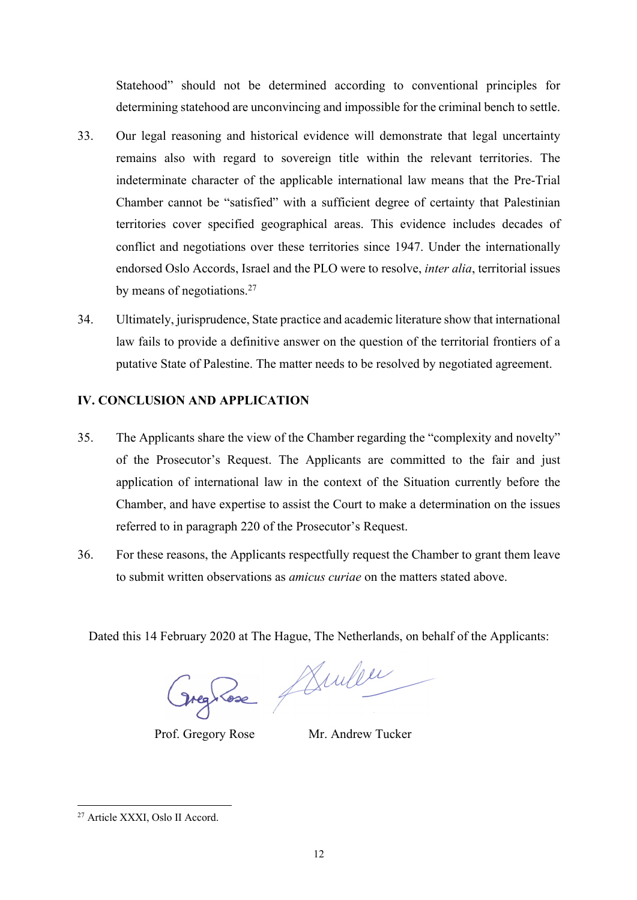Statehood" should not be determined according to conventional principles for determining statehood are unconvincing and impossible for the criminal bench to settle.

33. Our legal reasoning and historical evidence will demonstrate that legal uncertainty remains also with regard to sovereign title within the relevant territories. The indeterminate character of the applicable international law means that the Pre-Trial Chamber cannot be "satisfied" with a sufficient degree of certainty that Palestinian territories cover specified geographical areas. This evidence includes decades of conflict and negotiations over these territories since 1947. Under the internationally endorsed Oslo Accords, Israel and the PLO were to resolve, *inter alia*, territorial issues by means of negotiations.[27]

34. Ultimately, jurisprudence, State practice and academic literature show that international law fails to provide a definitive answer on the question of the territorial frontiers of a putative State of Palestine. The matter needs to be resolved by negotiated agreement.

## IV. CONCLUSION AND APPLICATION

35. The Applicants share the view of the Chamber regarding the "complexity and novelty" of the Prosecutor's Request. The Applicants are committed to the fair and just application of international law in the context of the Situation currently before the Chamber, and have expertise to assist the Court to make a determination on the issues referred to in paragraph 220 of the Prosecutor's Request.

36. For these reasons, the Applicants respectfully request the Chamber to grant them leave to submit written observations as *amicus curiae* on the matters stated above.

Dated this 14 February 2020 at The Hague, The Netherlands, on behalf of the Applicants:

Prof. Gregory Rose    Mr. Andrew Tucker

[27] Article XXXI, Oslo II Accord.